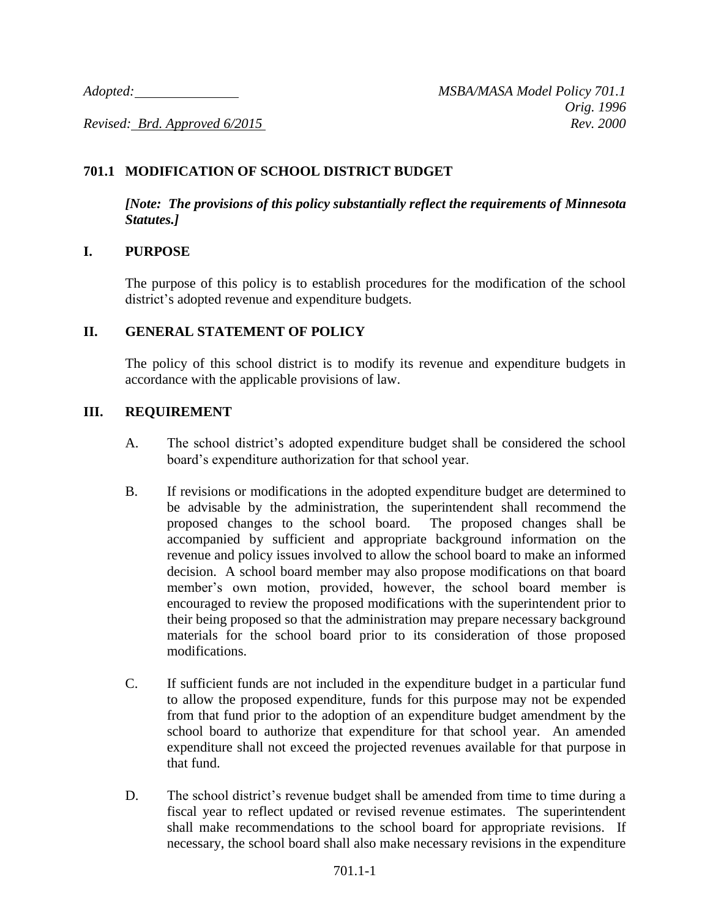*Adopted:* ______________ *MSBA/MASA Model Policy 701.1*

*Orig. 1996*

*Revised: Brd. Approved 6/2015* *Rev. 2000*

## 701.1 MODIFICATION OF SCHOOL DISTRICT BUDGET

***[Note: The provisions of this policy substantially reflect the requirements of Minnesota Statutes.]***

### I. PURPOSE

The purpose of this policy is to establish procedures for the modification of the school district's adopted revenue and expenditure budgets.

### II. GENERAL STATEMENT OF POLICY

The policy of this school district is to modify its revenue and expenditure budgets in accordance with the applicable provisions of law.

### III. REQUIREMENT

A. The school district's adopted expenditure budget shall be considered the school board's expenditure authorization for that school year.

B. If revisions or modifications in the adopted expenditure budget are determined to be advisable by the administration, the superintendent shall recommend the proposed changes to the school board. The proposed changes shall be accompanied by sufficient and appropriate background information on the revenue and policy issues involved to allow the school board to make an informed decision. A school board member may also propose modifications on that board member's own motion, provided, however, the school board member is encouraged to review the proposed modifications with the superintendent prior to their being proposed so that the administration may prepare necessary background materials for the school board prior to its consideration of those proposed modifications.

C. If sufficient funds are not included in the expenditure budget in a particular fund to allow the proposed expenditure, funds for this purpose may not be expended from that fund prior to the adoption of an expenditure budget amendment by the school board to authorize that expenditure for that school year. An amended expenditure shall not exceed the projected revenues available for that purpose in that fund.

D. The school district's revenue budget shall be amended from time to time during a fiscal year to reflect updated or revised revenue estimates. The superintendent shall make recommendations to the school board for appropriate revisions. If necessary, the school board shall also make necessary revisions in the expenditure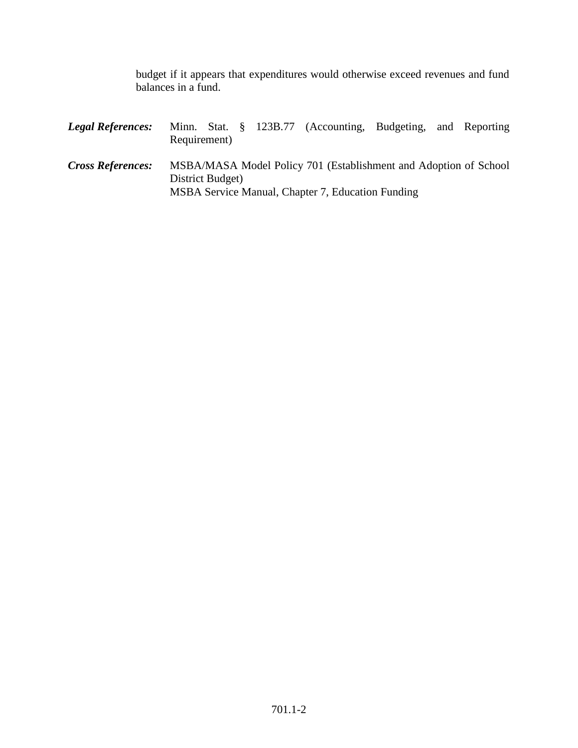budget if it appears that expenditures would otherwise exceed revenues and fund balances in a fund.

***Legal References:*** Minn. Stat. § 123B.77 (Accounting, Budgeting, and Reporting Requirement)

***Cross References:*** MSBA/MASA Model Policy 701 (Establishment and Adoption of School District Budget)
MSBA Service Manual, Chapter 7, Education Funding